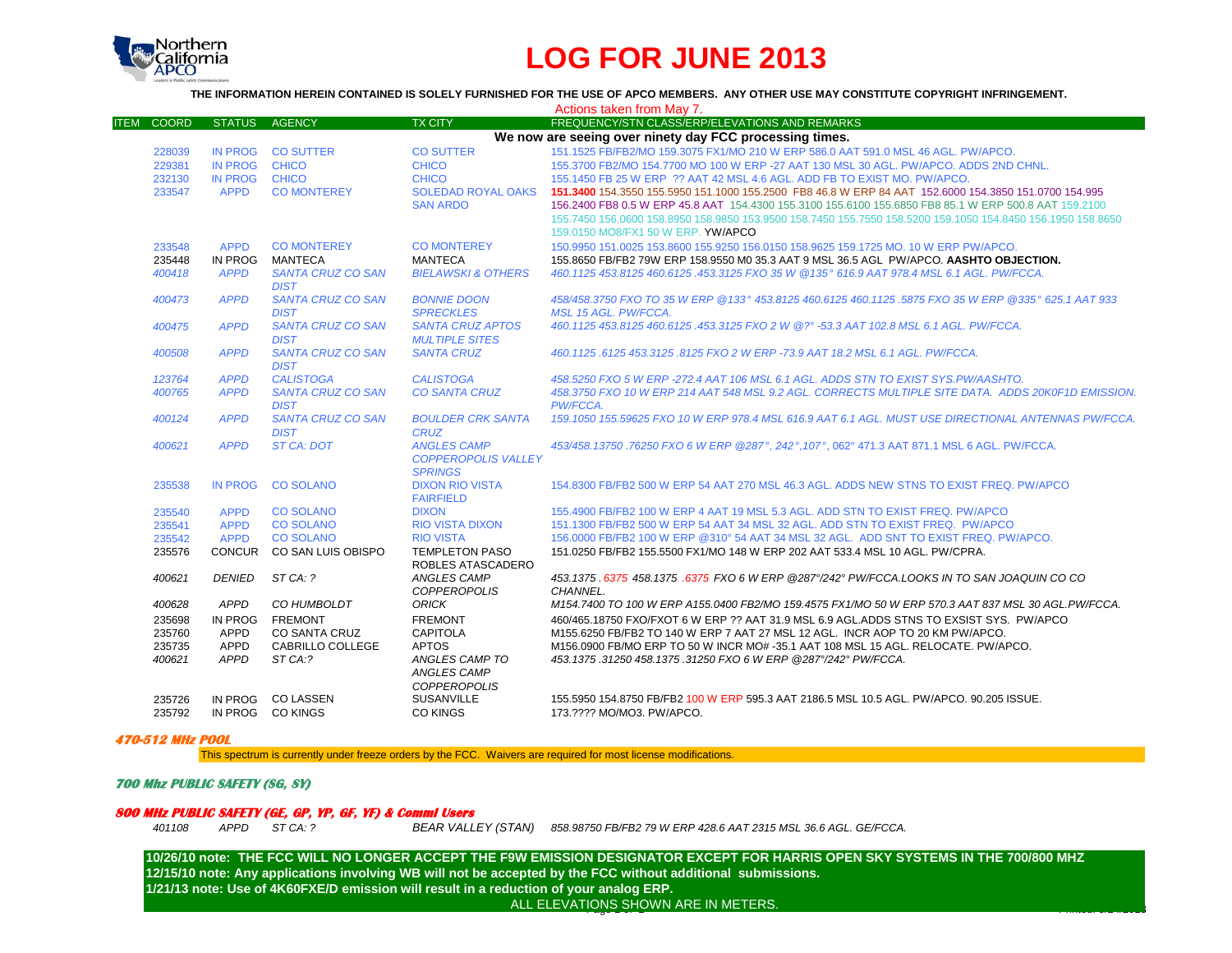# LOG FOR JUNE 2013

**THE INFORMATION HEREIN CONTAINED IS SOLELY FURNISHED FOR THE USE OF APCO MEMBERS. ANY OTHER USE MAY CONSTITUTE COPYRIGHT INFRINGEMENT.**

Actions taken from May 7.

| ITEM | COORD | STATUS | AGENCY | TX CITY | FREQUENCY/STN CLASS/ERP/ELEVATIONS AND REMARKS |
|---|---|---|---|---|---|
| | | | | | **We now are seeing over ninety day FCC processing times.** |
| | 228039 | IN PROG | CO SUTTER | CO SUTTER | 151.1525 FB/FB2/MO 159.3075 FX1/MO 210 W ERP 586.0 AAT 591.0 MSL 46 AGL. PW/APCO. |
| | 229381 | IN PROG | CHICO | CHICO | 155.3700 FB2/MO 154.7700 MO 100 W ERP -27 AAT 130 MSL 30 AGL. PW/APCO. ADDS 2ND CHNL. |
| | 232130 | IN PROG | CHICO | CHICO | 155.1450 FB 25 W ERP ?? AAT 42 MSL 4.6 AGL. ADD FB TO EXIST MO. PW/APCO. |
| | 233547 | APPD | CO MONTEREY | SOLEDAD ROYAL OAKS SAN ARDO | **151.3400** 154.3550 155.5950 151.1000 155.2500 FB8 46.8 W ERP 84 AAT 152.6000 154.3850 151.0700 154.995 156.2400 FB8 0.5 W ERP 45.8 AAT 154.4300 155.3100 155.6100 155.6850 FB8 85.1 W ERP 500.8 AAT 159.2100 155.7450 156.0600 158.8950 159.9850 153.9500 158.7450 155.7550 158.5200 159.1050 154.8450 156.1950 158.8650 159.0150 MO8/FX1 50 W ERP. YW/APCO |
| | 233548 | APPD | CO MONTEREY | CO MONTEREY | 150.9950 151.0025 153.8600 155.9250 156.0150 158.9625 159.1725 MO. 10 W ERP PW/APCO. |
| | 235448 | IN PROG | MANTECA | MANTECA | 155.8650 FB/FB2 79W ERP 158.9550 M0 35.3 AAT 9 MSL 36.5 AGL PW/APCO. **AASHTO OBJECTION.** |
| | *400418* | *APPD* | *SANTA CRUZ CO SAN DIST* | *BIELAWSKI & OTHERS* | *460.1125 453.8125 460.6125 .453.3125 FXO 35 W @135° 616.9 AAT 978.4 MSL 6.1 AGL. PW/FCCA.* |
| | *400473* | *APPD* | *SANTA CRUZ CO SAN DIST* | *BONNIE DOON SPRECKLES* | *458/458.3750 FXO TO 35 W ERP @133° 453.8125 460.6125 460.1125 .5875 FXO 35 W ERP @335° 625.1 AAT 933 MSL 15 AGL. PW/FCCA.* |
| | *400475* | *APPD* | *SANTA CRUZ CO SAN DIST* | *SANTA CRUZ APTOS MULTIPLE SITES* | *460.1125 453.8125 460.6125 .453.3125 FXO 2 W @?° -53.3 AAT 102.8 MSL 6.1 AGL. PW/FCCA.* |
| | *400508* | *APPD* | *SANTA CRUZ CO SAN DIST* | *SANTA CRUZ* | *460.1125 .6125 453.3125 .8125 FXO 2 W ERP -73.9 AAT 18.2 MSL 6.1 AGL. PW/FCCA.* |
| | *123764* | *APPD* | *CALISTOGA* | *CALISTOGA* | *458.5250 FXO 5 W ERP -272.4 AAT 106 MSL 6.1 AGL. ADDS STN TO EXIST SYS.PW/AASHTO.* |
| | *400765* | *APPD* | *SANTA CRUZ CO SAN DIST* | *CO SANTA CRUZ* | *458.3750 FXO 10 W ERP 214 AAT 548 MSL 9.2 AGL. CORRECTS MULTIPLE SITE DATA. ADDS 20K0F1D EMISSION. PW/FCCA.* |
| | *400124* | *APPD* | *SANTA CRUZ CO SAN DIST* | *BOULDER CRK SANTA CRUZ* | *159.1050 155.59625 FXO 10 W ERP 978.4 MSL 616.9 AAT 6.1 AGL. MUST USE DIRECTIONAL ANTENNAS PW/FCCA.* |
| | *400621* | *APPD* | *ST CA: DOT* | *ANGLES CAMP COPPEROPOLIS VALLEY SPRINGS* | *453/458.13750 .76250 FXO 6 W ERP @287°, 242°,107°, 062° 471.3 AAT 871.1 MSL 6 AGL. PW/FCCA.* |
| | 235538 | IN PROG | CO SOLANO | DIXON RIO VISTA FAIRFIELD | 154.8300 FB/FB2 500 W ERP 54 AAT 270 MSL 46.3 AGL. ADDS NEW STNS TO EXIST FREQ. PW/APCO |
| | 235540 | APPD | CO SOLANO | DIXON | 155.4900 FB/FB2 100 W ERP 4 AAT 19 MSL 5.3 AGL. ADD STN TO EXIST FREQ. PW/APCO |
| | 235541 | APPD | CO SOLANO | RIO VISTA DIXON | 151.1300 FB/FB2 500 W ERP 54 AAT 34 MSL 32 AGL. ADD STN TO EXIST FREQ. PW/APCO |
| | 235542 | APPD | CO SOLANO | RIO VISTA | 156.0000 FB/FB2 100 W ERP @310° 54 AAT 34 MSL 32 AGL. ADD SNT TO EXIST FREQ. PW/APCO. |
| | 235576 | CONCUR | CO SAN LUIS OBISPO | TEMPLETON PASO ROBLES ATASCADERO | 151.0250 FB/FB2 155.5500 FX1/MO 148 W ERP 202 AAT 533.4 MSL 10 AGL. PW/CPRA. |
| | *400621* | *DENIED* | *ST CA: ?* | *ANGLES CAMP COPPEROPOLIS* | *453.1375 .6375 458.1375 .6375 FXO 6 W ERP @287°/242° PW/FCCA.LOOKS IN TO SAN JOAQUIN CO CO CHANNEL.* |
| | *400628* | *APPD* | *CO HUMBOLDT* | *ORICK* | *M154.7400 TO 100 W ERP A155.0400 FB2/MO 159.4575 FX1/MO 50 W ERP 570.3 AAT 837 MSL 30 AGL.PW/FCCA.* |
| | 235698 | IN PROG | FREMONT | FREMONT | 460/465.18750 FXO/FXOT 6 W ERP ?? AAT 31.9 MSL 6.9 AGL.ADDS STNS TO EXSIST SYS. PW/APCO |
| | 235760 | APPD | CO SANTA CRUZ | CAPITOLA | M155.6250 FB/FB2 TO 140 W ERP 7 AAT 27 MSL 12 AGL. INCR AOP TO 20 KM PW/APCO. |
| | 235735 | APPD | CABRILLO COLLEGE | APTOS | M156.0900 FB/MO ERP TO 50 W INCR MO# -35.1 AAT 108 MSL 15 AGL. RELOCATE. PW/APCO. |
| | *400621* | *APPD* | *ST CA:?* | *ANGLES CAMP TO ANGLES CAMP COPPEROPOLIS* | *453.1375 .31250 458.1375 .31250 FXO 6 W ERP @287°/242° PW/FCCA.* |
| | 235726 | IN PROG | CO LASSEN | SUSANVILLE | 155.5950 154.8750 FB/FB2 100 W ERP 595.3 AAT 2186.5 MSL 10.5 AGL. PW/APCO. 90.205 ISSUE. |
| | 235792 | IN PROG | CO KINGS | CO KINGS | 173.???? MO/MO3. PW/APCO. |

### 470-512 MHz POOL

This spectrum is currently under freeze orders by the FCC. Waivers are required for most license modifications.

### 700 Mhz PUBLIC SAFETY (SG, SY)

### 800 MHz PUBLIC SAFETY (GE, GP, YP, GF, YF) & Comml Users

| ITEM | COORD | STATUS | AGENCY | TX CITY | FREQUENCY/STN CLASS/ERP/ELEVATIONS AND REMARKS |
|---|---|---|---|---|---|
| | *401108* | *APPD* | *ST CA: ?* | *BEAR VALLEY (STAN)* | *858.98750 FB/FB2 79 W ERP 428.6 AAT 2315 MSL 36.6 AGL. GE/FCCA.* |

**10/26/10 note: THE FCC WILL NO LONGER ACCEPT THE F9W EMISSION DESIGNATOR EXCEPT FOR HARRIS OPEN SKY SYSTEMS IN THE 700/800 MHZ**
**12/15/10 note: Any applications involving WB will not be accepted by the FCC without additional submissions.**
**1/21/13 note: Use of 4K60FXE/D emission will result in a reduction of your analog ERP.**

ALL ELEVATIONS SHOWN ARE IN METERS.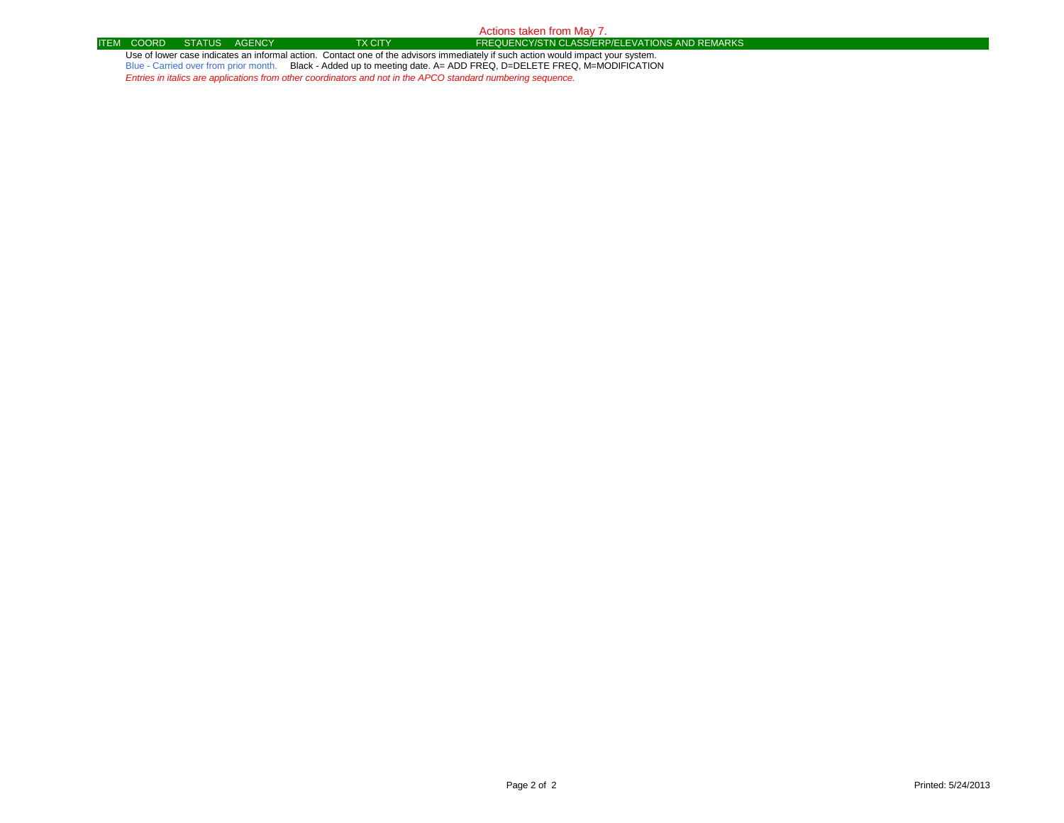Actions taken from May 7.

| ITEM | COORD | STATUS | AGENCY | TX CITY | FREQUENCY/STN CLASS/ERP/ELEVATIONS AND REMARKS |
|---|---|---|---|---|---|

Use of lower case indicates an informal action. Contact one of the advisors immediately if such action would impact your system.

Blue - Carried over from prior month. Black - Added up to meeting date. A= ADD FREQ, D=DELETE FREQ, M=MODIFICATION

*Entries in italics are applications from other coordinators and not in the APCO standard numbering sequence.*

Printed: 5/24/2013